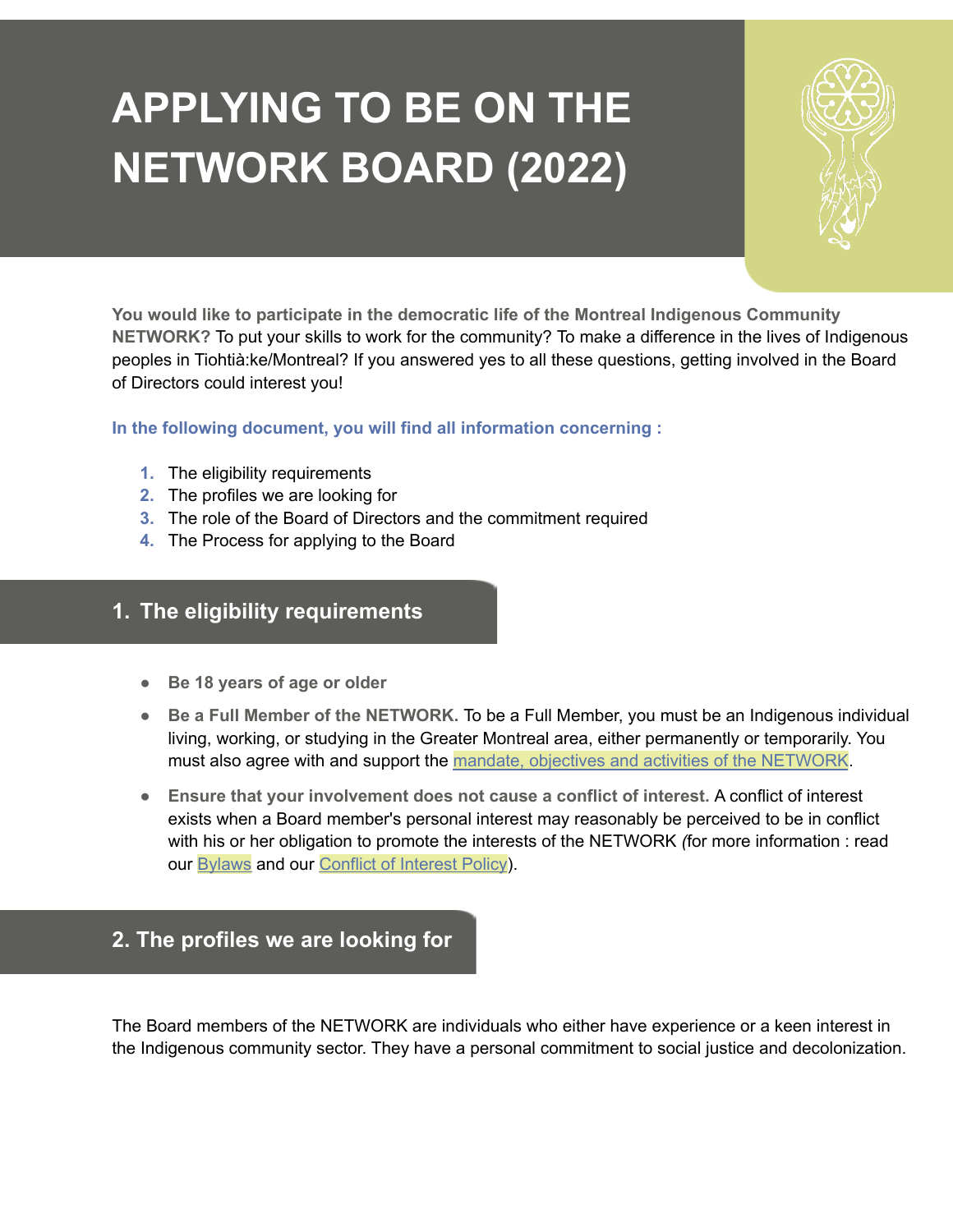# APPLYING TO BE ON THE NETWORK BOARD (2022)

**You would like to participate in the democratic life of the Montreal Indigenous Community NETWORK?** To put your skills to work for the community? To make a difference in the lives of Indigenous peoples in Tiohtià:ke/Montreal? If you answered yes to all these questions, getting involved in the Board of Directors could interest you!

**In the following document, you will find all information concerning :**

1. The eligibility requirements
2. The profiles we are looking for
3. The role of the Board of Directors and the commitment required
4. The Process for applying to the Board

## 1. The eligibility requirements

- **Be 18 years of age or older**
- **Be a Full Member of the NETWORK.** To be a Full Member, you must be an Indigenous individual living, working, or studying in the Greater Montreal area, either permanently or temporarily. You must also agree with and support the mandate, objectives and activities of the NETWORK.
- **Ensure that your involvement does not cause a conflict of interest.** A conflict of interest exists when a Board member's personal interest may reasonably be perceived to be in conflict with his or her obligation to promote the interests of the NETWORK *(*for more information : read our Bylaws and our Conflict of Interest Policy).

## 2. The profiles we are looking for

The Board members of the NETWORK are individuals who either have experience or a keen interest in the Indigenous community sector. They have a personal commitment to social justice and decolonization.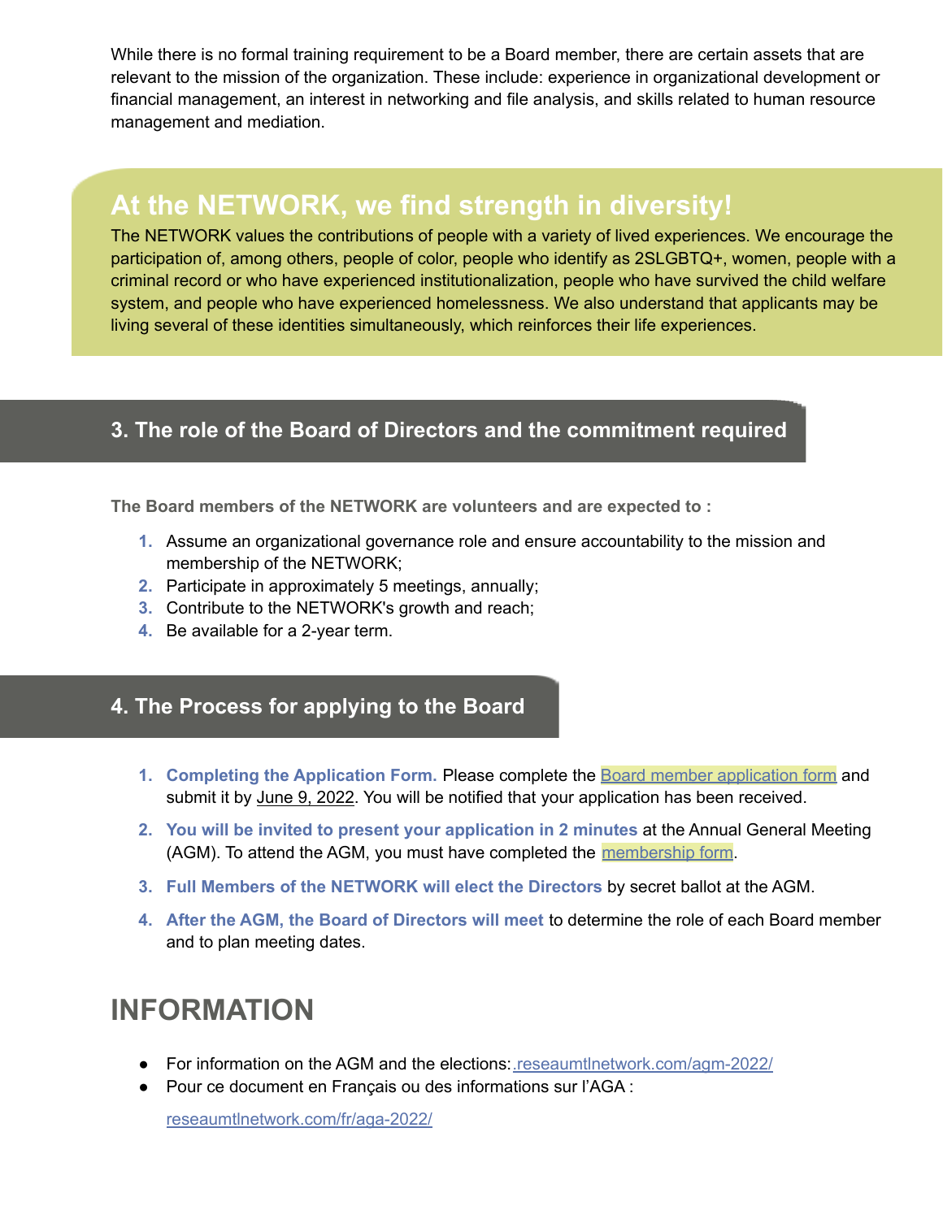While there is no formal training requirement to be a Board member, there are certain assets that are relevant to the mission of the organization. These include: experience in organizational development or financial management, an interest in networking and file analysis, and skills related to human resource management and mediation.

## At the NETWORK, we find strength in diversity!

The NETWORK values the contributions of people with a variety of lived experiences. We encourage the participation of, among others, people of color, people who identify as 2SLGBTQ+, women, people with a criminal record or who have experienced institutionalization, people who have survived the child welfare system, and people who have experienced homelessness. We also understand that applicants may be living several of these identities simultaneously, which reinforces their life experiences.

## 3. The role of the Board of Directors and the commitment required

**The Board members of the NETWORK are volunteers and are expected to :**

1. Assume an organizational governance role and ensure accountability to the mission and membership of the NETWORK;
2. Participate in approximately 5 meetings, annually;
3. Contribute to the NETWORK's growth and reach;
4. Be available for a 2-year term.

## 4. The Process for applying to the Board

1. **Completing the Application Form.** Please complete the Board member application form and submit it by June 9, 2022. You will be notified that your application has been received.
2. **You will be invited to present your application in 2 minutes** at the Annual General Meeting (AGM). To attend the AGM, you must have completed the membership form.
3. **Full Members of the NETWORK will elect the Directors** by secret ballot at the AGM.
4. **After the AGM, the Board of Directors will meet** to determine the role of each Board member and to plan meeting dates.

# INFORMATION

- For information on the AGM and the elections: reseaumtlnetwork.com/agm-2022/
- Pour ce document en Français ou des informations sur l'AGA :

  reseaumtlnetwork.com/fr/aga-2022/